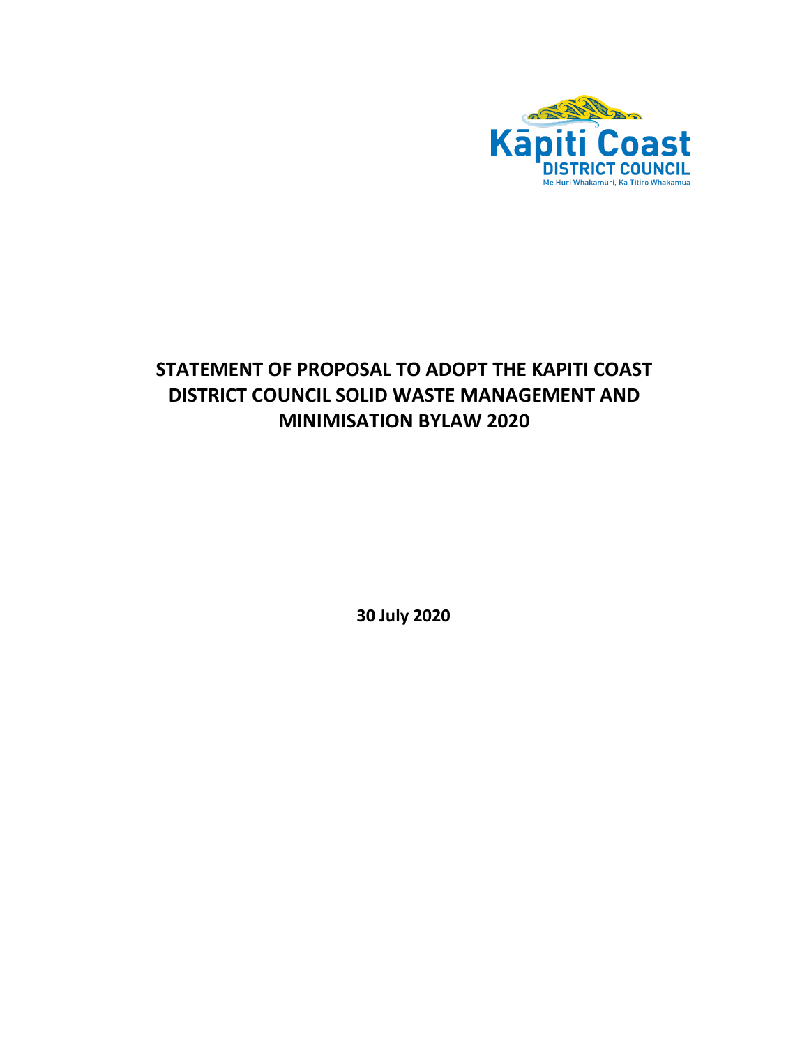# STATEMENT OF PROPOSAL TO ADOPT THE KAPITI COAST DISTRICT COUNCIL SOLID WASTE MANAGEMENT AND MINIMISATION BYLAW 2020

**30 July 2020**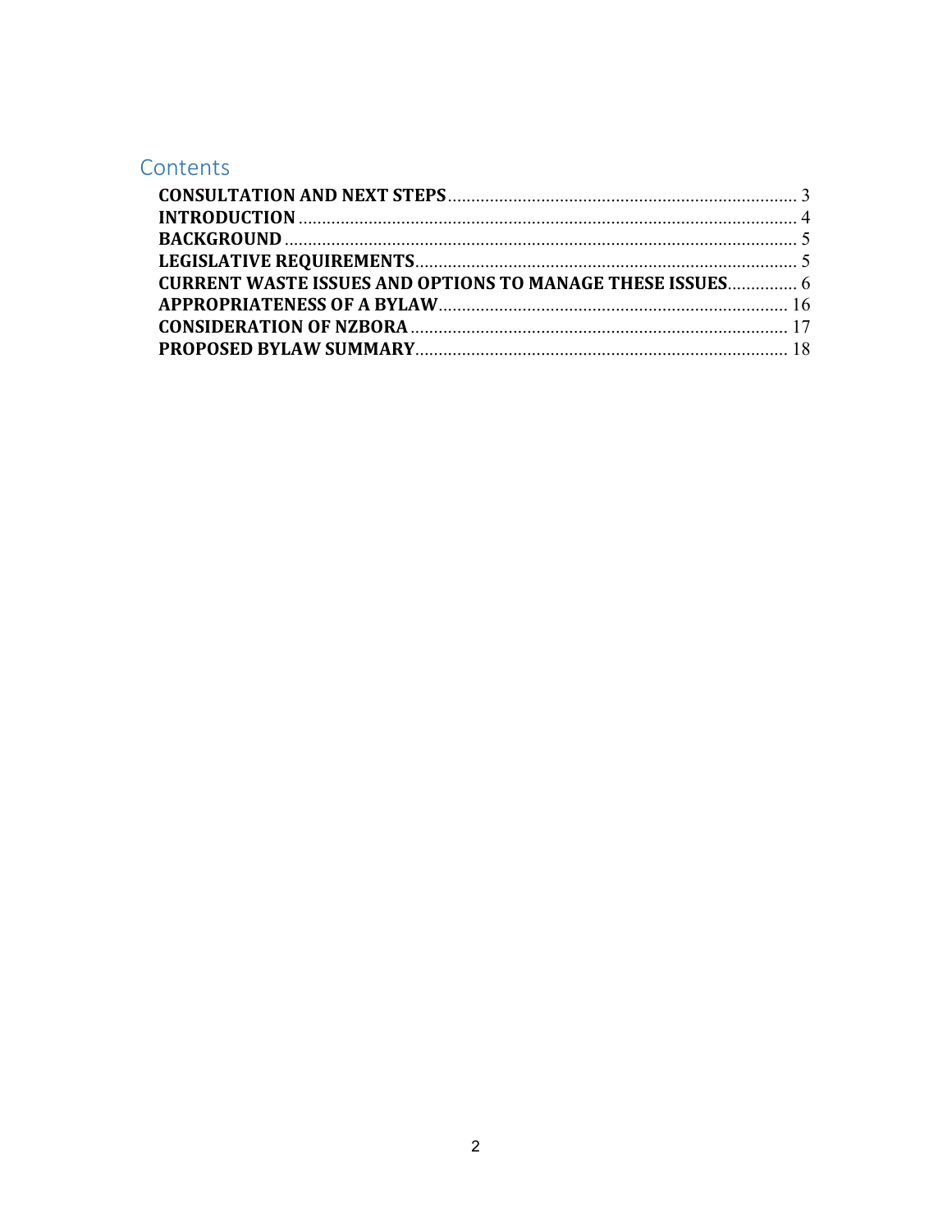# Contents

**CONSULTATION AND NEXT STEPS** .......... 3
**INTRODUCTION** .......... 4
**BACKGROUND** .......... 5
**LEGISLATIVE REQUIREMENTS** .......... 5
**CURRENT WASTE ISSUES AND OPTIONS TO MANAGE THESE ISSUES** .......... 6
**APPROPRIATENESS OF A BYLAW** .......... 16
**CONSIDERATION OF NZBORA** .......... 17
**PROPOSED BYLAW SUMMARY** .......... 18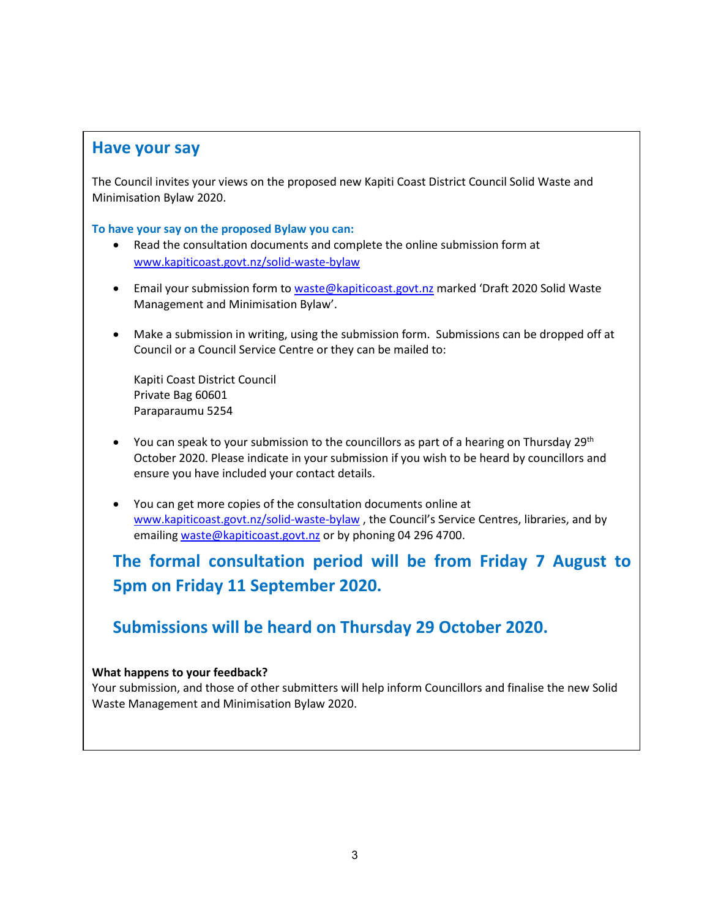## Have your say

The Council invites your views on the proposed new Kapiti Coast District Council Solid Waste and Minimisation Bylaw 2020.

**To have your say on the proposed Bylaw you can:**

- Read the consultation documents and complete the online submission form at [www.kapiticoast.govt.nz/solid-waste-bylaw](www.kapiticoast.govt.nz/solid-waste-bylaw)
- Email your submission form to [waste@kapiticoast.govt.nz](mailto:waste@kapiticoast.govt.nz) marked 'Draft 2020 Solid Waste Management and Minimisation Bylaw'.
- Make a submission in writing, using the submission form. Submissions can be dropped off at Council or a Council Service Centre or they can be mailed to:

  Kapiti Coast District Council
  Private Bag 60601
  Paraparaumu 5254

- You can speak to your submission to the councillors as part of a hearing on Thursday 29th October 2020. Please indicate in your submission if you wish to be heard by councillors and ensure you have included your contact details.
- You can get more copies of the consultation documents online at [www.kapiticoast.govt.nz/solid-waste-bylaw](www.kapiticoast.govt.nz/solid-waste-bylaw) , the Council's Service Centres, libraries, and by emailing [waste@kapiticoast.govt.nz](mailto:waste@kapiticoast.govt.nz) or by phoning 04 296 4700.

### The formal consultation period will be from Friday 7 August to 5pm on Friday 11 September 2020.

### Submissions will be heard on Thursday 29 October 2020.

**What happens to your feedback?**
Your submission, and those of other submitters will help inform Councillors and finalise the new Solid Waste Management and Minimisation Bylaw 2020.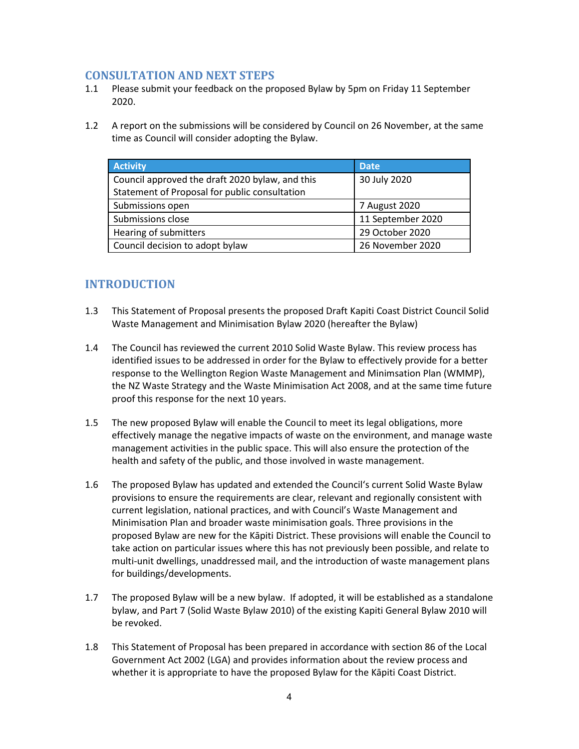## CONSULTATION AND NEXT STEPS

1.1 Please submit your feedback on the proposed Bylaw by 5pm on Friday 11 September 2020.

1.2 A report on the submissions will be considered by Council on 26 November, at the same time as Council will consider adopting the Bylaw.

| Activity | Date |
|---|---|
| Council approved the draft 2020 bylaw, and this Statement of Proposal for public consultation | 30 July 2020 |
| Submissions open | 7 August 2020 |
| Submissions close | 11 September 2020 |
| Hearing of submitters | 29 October 2020 |
| Council decision to adopt bylaw | 26 November 2020 |

## INTRODUCTION

1.3 This Statement of Proposal presents the proposed Draft Kapiti Coast District Council Solid Waste Management and Minimisation Bylaw 2020 (hereafter the Bylaw)

1.4 The Council has reviewed the current 2010 Solid Waste Bylaw. This review process has identified issues to be addressed in order for the Bylaw to effectively provide for a better response to the Wellington Region Waste Management and Minimsation Plan (WMMP), the NZ Waste Strategy and the Waste Minimisation Act 2008, and at the same time future proof this response for the next 10 years.

1.5 The new proposed Bylaw will enable the Council to meet its legal obligations, more effectively manage the negative impacts of waste on the environment, and manage waste management activities in the public space. This will also ensure the protection of the health and safety of the public, and those involved in waste management.

1.6 The proposed Bylaw has updated and extended the Council's current Solid Waste Bylaw provisions to ensure the requirements are clear, relevant and regionally consistent with current legislation, national practices, and with Council's Waste Management and Minimisation Plan and broader waste minimisation goals. Three provisions in the proposed Bylaw are new for the Kāpiti District. These provisions will enable the Council to take action on particular issues where this has not previously been possible, and relate to multi-unit dwellings, unaddressed mail, and the introduction of waste management plans for buildings/developments.

1.7 The proposed Bylaw will be a new bylaw. If adopted, it will be established as a standalone bylaw, and Part 7 (Solid Waste Bylaw 2010) of the existing Kapiti General Bylaw 2010 will be revoked.

1.8 This Statement of Proposal has been prepared in accordance with section 86 of the Local Government Act 2002 (LGA) and provides information about the review process and whether it is appropriate to have the proposed Bylaw for the Kāpiti Coast District.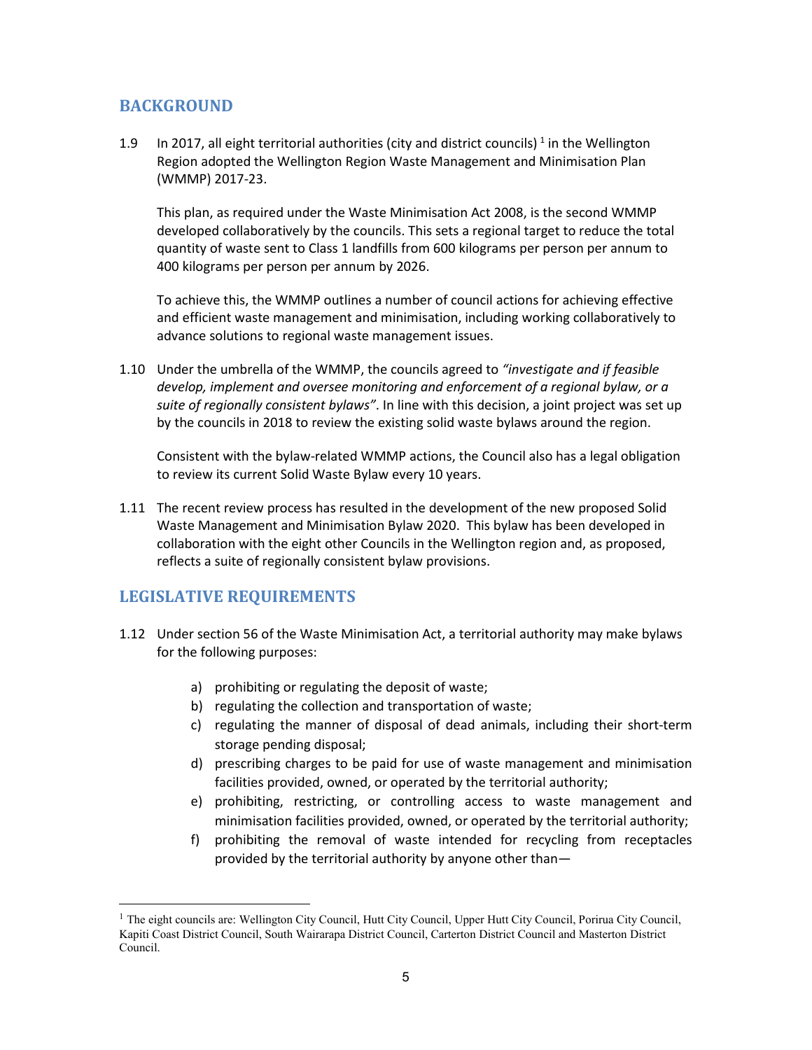## BACKGROUND

1.9 In 2017, all eight territorial authorities (city and district councils) [1] in the Wellington Region adopted the Wellington Region Waste Management and Minimisation Plan (WMMP) 2017-23.

This plan, as required under the Waste Minimisation Act 2008, is the second WMMP developed collaboratively by the councils. This sets a regional target to reduce the total quantity of waste sent to Class 1 landfills from 600 kilograms per person per annum to 400 kilograms per person per annum by 2026.

To achieve this, the WMMP outlines a number of council actions for achieving effective and efficient waste management and minimisation, including working collaboratively to advance solutions to regional waste management issues.

1.10 Under the umbrella of the WMMP, the councils agreed to *"investigate and if feasible develop, implement and oversee monitoring and enforcement of a regional bylaw, or a suite of regionally consistent bylaws"*. In line with this decision, a joint project was set up by the councils in 2018 to review the existing solid waste bylaws around the region.

Consistent with the bylaw-related WMMP actions, the Council also has a legal obligation to review its current Solid Waste Bylaw every 10 years.

1.11 The recent review process has resulted in the development of the new proposed Solid Waste Management and Minimisation Bylaw 2020. This bylaw has been developed in collaboration with the eight other Councils in the Wellington region and, as proposed, reflects a suite of regionally consistent bylaw provisions.

## LEGISLATIVE REQUIREMENTS

1.12 Under section 56 of the Waste Minimisation Act, a territorial authority may make bylaws for the following purposes:

a) prohibiting or regulating the deposit of waste;
b) regulating the collection and transportation of waste;
c) regulating the manner of disposal of dead animals, including their short-term storage pending disposal;
d) prescribing charges to be paid for use of waste management and minimisation facilities provided, owned, or operated by the territorial authority;
e) prohibiting, restricting, or controlling access to waste management and minimisation facilities provided, owned, or operated by the territorial authority;
f) prohibiting the removal of waste intended for recycling from receptacles provided by the territorial authority by anyone other than—

[1] The eight councils are: Wellington City Council, Hutt City Council, Upper Hutt City Council, Porirua City Council, Kapiti Coast District Council, South Wairarapa District Council, Carterton District Council and Masterton District Council.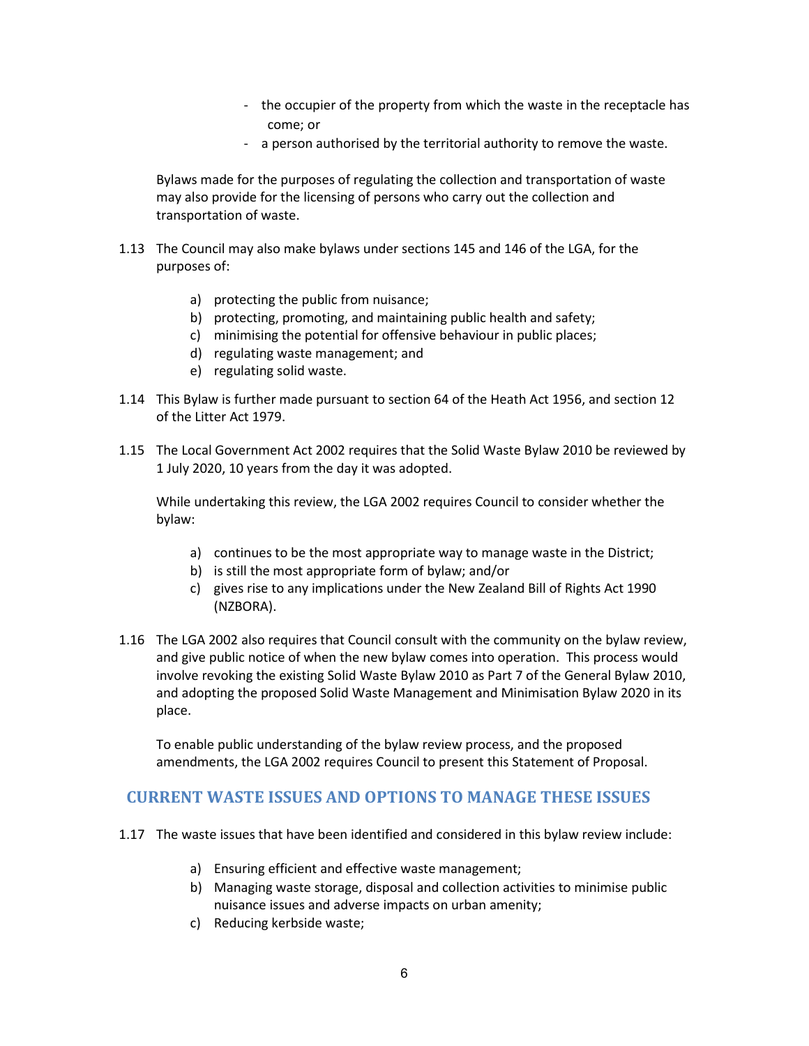- the occupier of the property from which the waste in the receptacle has come; or
- a person authorised by the territorial authority to remove the waste.

Bylaws made for the purposes of regulating the collection and transportation of waste may also provide for the licensing of persons who carry out the collection and transportation of waste.

1.13 The Council may also make bylaws under sections 145 and 146 of the LGA, for the purposes of:

   a) protecting the public from nuisance;
   b) protecting, promoting, and maintaining public health and safety;
   c) minimising the potential for offensive behaviour in public places;
   d) regulating waste management; and
   e) regulating solid waste.

1.14 This Bylaw is further made pursuant to section 64 of the Heath Act 1956, and section 12 of the Litter Act 1979.

1.15 The Local Government Act 2002 requires that the Solid Waste Bylaw 2010 be reviewed by 1 July 2020, 10 years from the day it was adopted.

While undertaking this review, the LGA 2002 requires Council to consider whether the bylaw:

   a) continues to be the most appropriate way to manage waste in the District;
   b) is still the most appropriate form of bylaw; and/or
   c) gives rise to any implications under the New Zealand Bill of Rights Act 1990 (NZBORA).

1.16 The LGA 2002 also requires that Council consult with the community on the bylaw review, and give public notice of when the new bylaw comes into operation. This process would involve revoking the existing Solid Waste Bylaw 2010 as Part 7 of the General Bylaw 2010, and adopting the proposed Solid Waste Management and Minimisation Bylaw 2020 in its place.

To enable public understanding of the bylaw review process, and the proposed amendments, the LGA 2002 requires Council to present this Statement of Proposal.

## CURRENT WASTE ISSUES AND OPTIONS TO MANAGE THESE ISSUES

1.17 The waste issues that have been identified and considered in this bylaw review include:

   a) Ensuring efficient and effective waste management;
   b) Managing waste storage, disposal and collection activities to minimise public nuisance issues and adverse impacts on urban amenity;
   c) Reducing kerbside waste;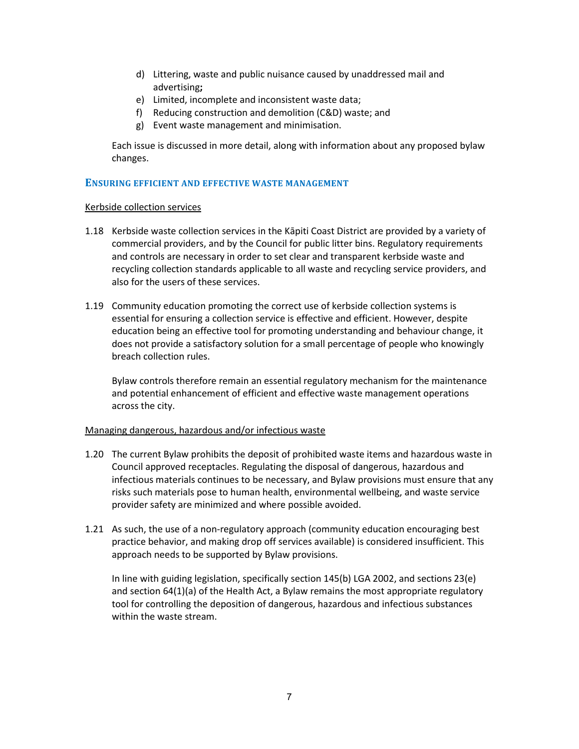d) Littering, waste and public nuisance caused by unaddressed mail and advertising**;**
e) Limited, incomplete and inconsistent waste data;
f) Reducing construction and demolition (C&D) waste; and
g) Event waste management and minimisation.

Each issue is discussed in more detail, along with information about any proposed bylaw changes.

### ENSURING EFFICIENT AND EFFECTIVE WASTE MANAGEMENT

<u>Kerbside collection services</u>

1.18 Kerbside waste collection services in the Kāpiti Coast District are provided by a variety of commercial providers, and by the Council for public litter bins. Regulatory requirements and controls are necessary in order to set clear and transparent kerbside waste and recycling collection standards applicable to all waste and recycling service providers, and also for the users of these services.

1.19 Community education promoting the correct use of kerbside collection systems is essential for ensuring a collection service is effective and efficient. However, despite education being an effective tool for promoting understanding and behaviour change, it does not provide a satisfactory solution for a small percentage of people who knowingly breach collection rules.

Bylaw controls therefore remain an essential regulatory mechanism for the maintenance and potential enhancement of efficient and effective waste management operations across the city.

<u>Managing dangerous, hazardous and/or infectious waste</u>

1.20 The current Bylaw prohibits the deposit of prohibited waste items and hazardous waste in Council approved receptacles. Regulating the disposal of dangerous, hazardous and infectious materials continues to be necessary, and Bylaw provisions must ensure that any risks such materials pose to human health, environmental wellbeing, and waste service provider safety are minimized and where possible avoided.

1.21 As such, the use of a non-regulatory approach (community education encouraging best practice behavior, and making drop off services available) is considered insufficient. This approach needs to be supported by Bylaw provisions.

In line with guiding legislation, specifically section 145(b) LGA 2002, and sections 23(e) and section 64(1)(a) of the Health Act, a Bylaw remains the most appropriate regulatory tool for controlling the deposition of dangerous, hazardous and infectious substances within the waste stream.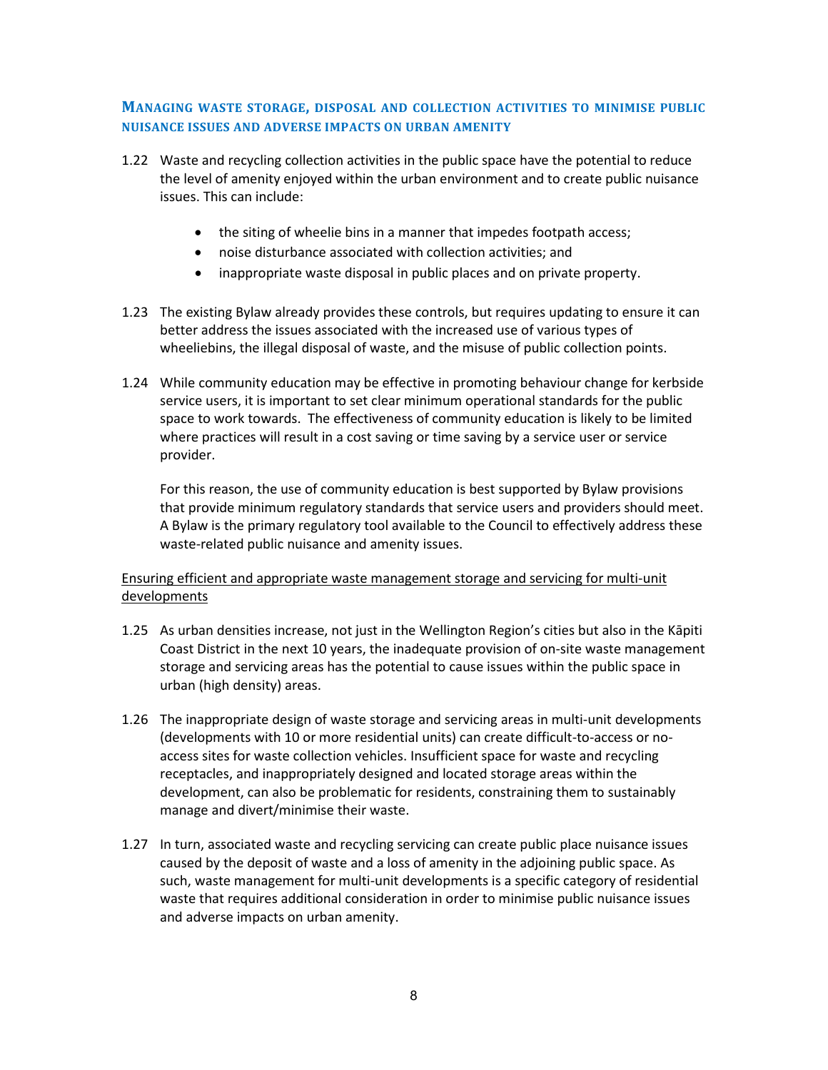### MANAGING WASTE STORAGE, DISPOSAL AND COLLECTION ACTIVITIES TO MINIMISE PUBLIC NUISANCE ISSUES AND ADVERSE IMPACTS ON URBAN AMENITY

1.22 Waste and recycling collection activities in the public space have the potential to reduce the level of amenity enjoyed within the urban environment and to create public nuisance issues. This can include:

- the siting of wheelie bins in a manner that impedes footpath access;
- noise disturbance associated with collection activities; and
- inappropriate waste disposal in public places and on private property.

1.23 The existing Bylaw already provides these controls, but requires updating to ensure it can better address the issues associated with the increased use of various types of wheeliebins, the illegal disposal of waste, and the misuse of public collection points.

1.24 While community education may be effective in promoting behaviour change for kerbside service users, it is important to set clear minimum operational standards for the public space to work towards. The effectiveness of community education is likely to be limited where practices will result in a cost saving or time saving by a service user or service provider.

For this reason, the use of community education is best supported by Bylaw provisions that provide minimum regulatory standards that service users and providers should meet. A Bylaw is the primary regulatory tool available to the Council to effectively address these waste-related public nuisance and amenity issues.

<u>Ensuring efficient and appropriate waste management storage and servicing for multi-unit developments</u>

1.25 As urban densities increase, not just in the Wellington Region's cities but also in the Kāpiti Coast District in the next 10 years, the inadequate provision of on-site waste management storage and servicing areas has the potential to cause issues within the public space in urban (high density) areas.

1.26 The inappropriate design of waste storage and servicing areas in multi-unit developments (developments with 10 or more residential units) can create difficult-to-access or no-access sites for waste collection vehicles. Insufficient space for waste and recycling receptacles, and inappropriately designed and located storage areas within the development, can also be problematic for residents, constraining them to sustainably manage and divert/minimise their waste.

1.27 In turn, associated waste and recycling servicing can create public place nuisance issues caused by the deposit of waste and a loss of amenity in the adjoining public space. As such, waste management for multi-unit developments is a specific category of residential waste that requires additional consideration in order to minimise public nuisance issues and adverse impacts on urban amenity.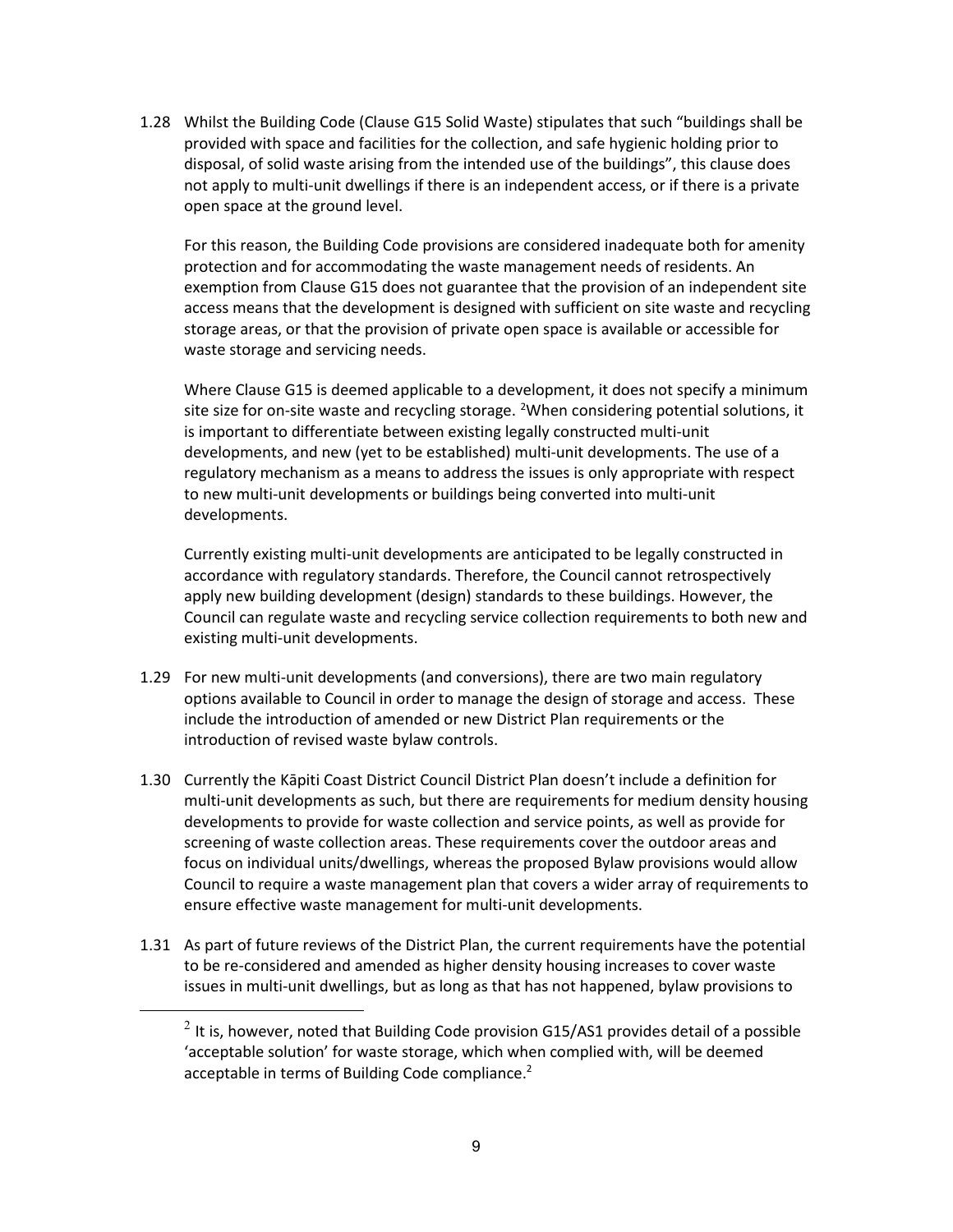1.28 Whilst the Building Code (Clause G15 Solid Waste) stipulates that such "buildings shall be provided with space and facilities for the collection, and safe hygienic holding prior to disposal, of solid waste arising from the intended use of the buildings", this clause does not apply to multi-unit dwellings if there is an independent access, or if there is a private open space at the ground level.

For this reason, the Building Code provisions are considered inadequate both for amenity protection and for accommodating the waste management needs of residents. An exemption from Clause G15 does not guarantee that the provision of an independent site access means that the development is designed with sufficient on site waste and recycling storage areas, or that the provision of private open space is available or accessible for waste storage and servicing needs.

Where Clause G15 is deemed applicable to a development, it does not specify a minimum site size for on-site waste and recycling storage. [2]When considering potential solutions, it is important to differentiate between existing legally constructed multi-unit developments, and new (yet to be established) multi-unit developments. The use of a regulatory mechanism as a means to address the issues is only appropriate with respect to new multi-unit developments or buildings being converted into multi-unit developments.

Currently existing multi-unit developments are anticipated to be legally constructed in accordance with regulatory standards. Therefore, the Council cannot retrospectively apply new building development (design) standards to these buildings. However, the Council can regulate waste and recycling service collection requirements to both new and existing multi-unit developments.

1.29 For new multi-unit developments (and conversions), there are two main regulatory options available to Council in order to manage the design of storage and access. These include the introduction of amended or new District Plan requirements or the introduction of revised waste bylaw controls.

1.30 Currently the Kāpiti Coast District Council District Plan doesn't include a definition for multi-unit developments as such, but there are requirements for medium density housing developments to provide for waste collection and service points, as well as provide for screening of waste collection areas. These requirements cover the outdoor areas and focus on individual units/dwellings, whereas the proposed Bylaw provisions would allow Council to require a waste management plan that covers a wider array of requirements to ensure effective waste management for multi-unit developments.

1.31 As part of future reviews of the District Plan, the current requirements have the potential to be re-considered and amended as higher density housing increases to cover waste issues in multi-unit dwellings, but as long as that has not happened, bylaw provisions to

[2] It is, however, noted that Building Code provision G15/AS1 provides detail of a possible 'acceptable solution' for waste storage, which when complied with, will be deemed acceptable in terms of Building Code compliance.[2]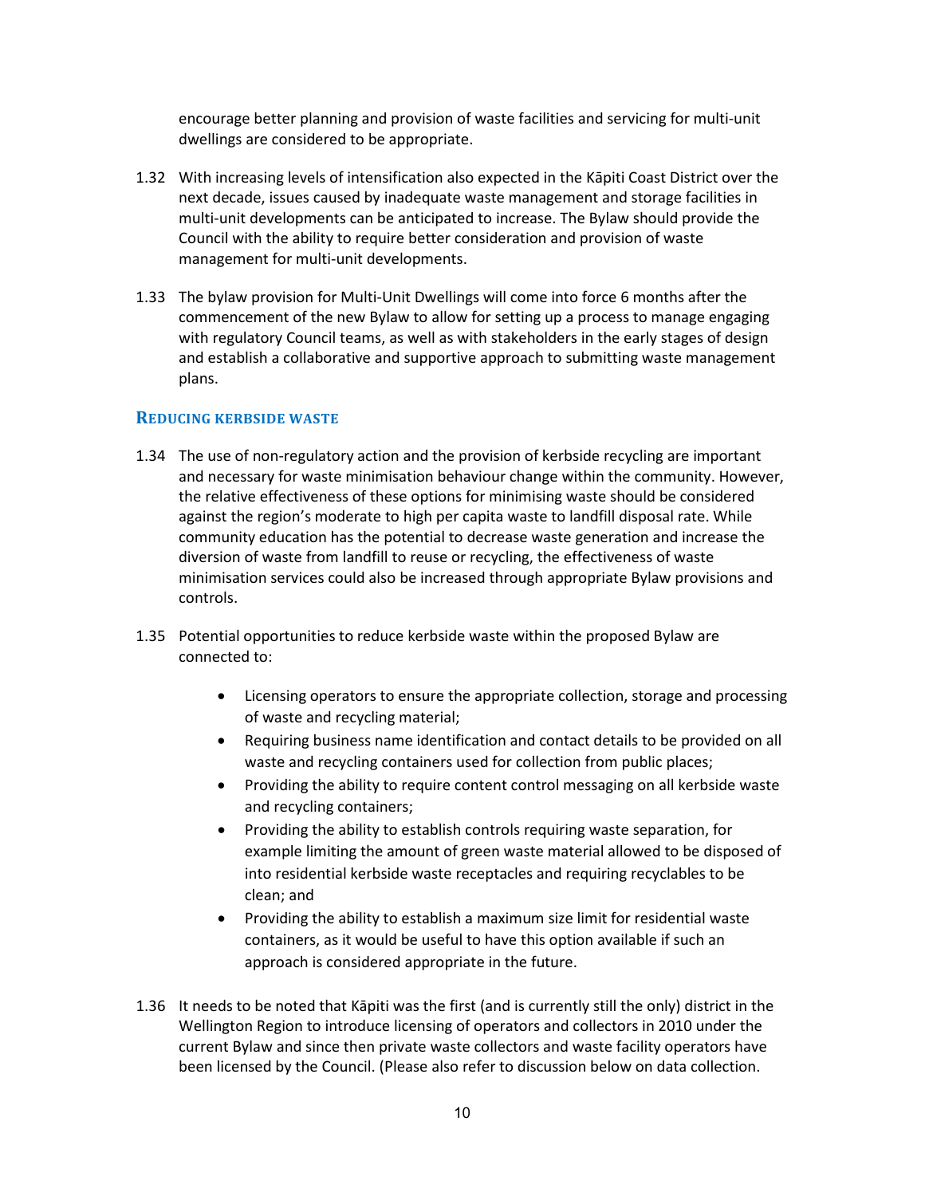encourage better planning and provision of waste facilities and servicing for multi-unit dwellings are considered to be appropriate.

1.32 With increasing levels of intensification also expected in the Kāpiti Coast District over the next decade, issues caused by inadequate waste management and storage facilities in multi-unit developments can be anticipated to increase. The Bylaw should provide the Council with the ability to require better consideration and provision of waste management for multi-unit developments.

1.33 The bylaw provision for Multi-Unit Dwellings will come into force 6 months after the commencement of the new Bylaw to allow for setting up a process to manage engaging with regulatory Council teams, as well as with stakeholders in the early stages of design and establish a collaborative and supportive approach to submitting waste management plans.

### Reducing kerbside waste

1.34 The use of non-regulatory action and the provision of kerbside recycling are important and necessary for waste minimisation behaviour change within the community. However, the relative effectiveness of these options for minimising waste should be considered against the region's moderate to high per capita waste to landfill disposal rate. While community education has the potential to decrease waste generation and increase the diversion of waste from landfill to reuse or recycling, the effectiveness of waste minimisation services could also be increased through appropriate Bylaw provisions and controls.

1.35 Potential opportunities to reduce kerbside waste within the proposed Bylaw are connected to:

- Licensing operators to ensure the appropriate collection, storage and processing of waste and recycling material;
- Requiring business name identification and contact details to be provided on all waste and recycling containers used for collection from public places;
- Providing the ability to require content control messaging on all kerbside waste and recycling containers;
- Providing the ability to establish controls requiring waste separation, for example limiting the amount of green waste material allowed to be disposed of into residential kerbside waste receptacles and requiring recyclables to be clean; and
- Providing the ability to establish a maximum size limit for residential waste containers, as it would be useful to have this option available if such an approach is considered appropriate in the future.

1.36 It needs to be noted that Kāpiti was the first (and is currently still the only) district in the Wellington Region to introduce licensing of operators and collectors in 2010 under the current Bylaw and since then private waste collectors and waste facility operators have been licensed by the Council. (Please also refer to discussion below on data collection.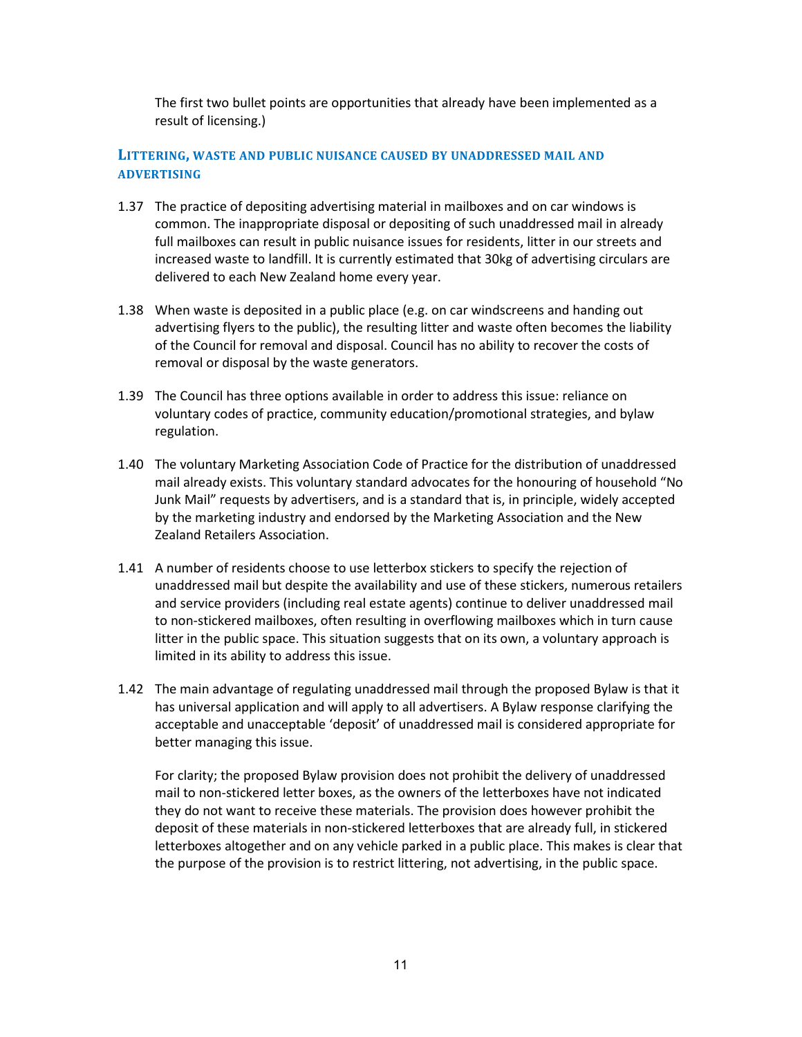The first two bullet points are opportunities that already have been implemented as a result of licensing.)

### LITTERING, WASTE AND PUBLIC NUISANCE CAUSED BY UNADDRESSED MAIL AND ADVERTISING

1.37 The practice of depositing advertising material in mailboxes and on car windows is common. The inappropriate disposal or depositing of such unaddressed mail in already full mailboxes can result in public nuisance issues for residents, litter in our streets and increased waste to landfill. It is currently estimated that 30kg of advertising circulars are delivered to each New Zealand home every year.

1.38 When waste is deposited in a public place (e.g. on car windscreens and handing out advertising flyers to the public), the resulting litter and waste often becomes the liability of the Council for removal and disposal. Council has no ability to recover the costs of removal or disposal by the waste generators.

1.39 The Council has three options available in order to address this issue: reliance on voluntary codes of practice, community education/promotional strategies, and bylaw regulation.

1.40 The voluntary Marketing Association Code of Practice for the distribution of unaddressed mail already exists. This voluntary standard advocates for the honouring of household "No Junk Mail" requests by advertisers, and is a standard that is, in principle, widely accepted by the marketing industry and endorsed by the Marketing Association and the New Zealand Retailers Association.

1.41 A number of residents choose to use letterbox stickers to specify the rejection of unaddressed mail but despite the availability and use of these stickers, numerous retailers and service providers (including real estate agents) continue to deliver unaddressed mail to non-stickered mailboxes, often resulting in overflowing mailboxes which in turn cause litter in the public space. This situation suggests that on its own, a voluntary approach is limited in its ability to address this issue.

1.42 The main advantage of regulating unaddressed mail through the proposed Bylaw is that it has universal application and will apply to all advertisers. A Bylaw response clarifying the acceptable and unacceptable 'deposit' of unaddressed mail is considered appropriate for better managing this issue.

For clarity; the proposed Bylaw provision does not prohibit the delivery of unaddressed mail to non-stickered letter boxes, as the owners of the letterboxes have not indicated they do not want to receive these materials. The provision does however prohibit the deposit of these materials in non-stickered letterboxes that are already full, in stickered letterboxes altogether and on any vehicle parked in a public place. This makes is clear that the purpose of the provision is to restrict littering, not advertising, in the public space.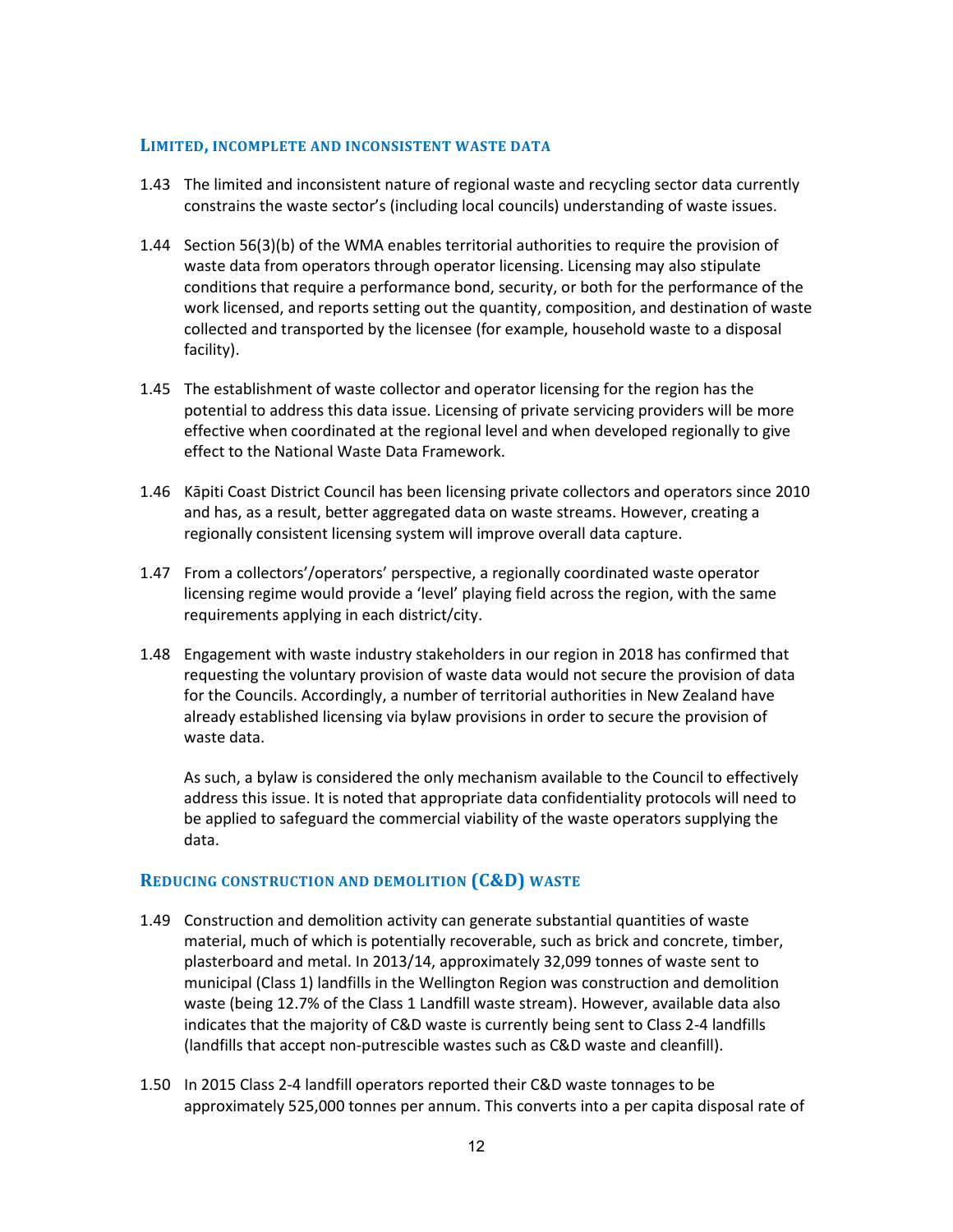### Limited, incomplete and inconsistent waste data

1.43 The limited and inconsistent nature of regional waste and recycling sector data currently constrains the waste sector's (including local councils) understanding of waste issues.

1.44 Section 56(3)(b) of the WMA enables territorial authorities to require the provision of waste data from operators through operator licensing. Licensing may also stipulate conditions that require a performance bond, security, or both for the performance of the work licensed, and reports setting out the quantity, composition, and destination of waste collected and transported by the licensee (for example, household waste to a disposal facility).

1.45 The establishment of waste collector and operator licensing for the region has the potential to address this data issue. Licensing of private servicing providers will be more effective when coordinated at the regional level and when developed regionally to give effect to the National Waste Data Framework.

1.46 Kāpiti Coast District Council has been licensing private collectors and operators since 2010 and has, as a result, better aggregated data on waste streams. However, creating a regionally consistent licensing system will improve overall data capture.

1.47 From a collectors'/operators' perspective, a regionally coordinated waste operator licensing regime would provide a 'level' playing field across the region, with the same requirements applying in each district/city.

1.48 Engagement with waste industry stakeholders in our region in 2018 has confirmed that requesting the voluntary provision of waste data would not secure the provision of data for the Councils. Accordingly, a number of territorial authorities in New Zealand have already established licensing via bylaw provisions in order to secure the provision of waste data.

As such, a bylaw is considered the only mechanism available to the Council to effectively address this issue. It is noted that appropriate data confidentiality protocols will need to be applied to safeguard the commercial viability of the waste operators supplying the data.

### Reducing construction and demolition (C&D) waste

1.49 Construction and demolition activity can generate substantial quantities of waste material, much of which is potentially recoverable, such as brick and concrete, timber, plasterboard and metal. In 2013/14, approximately 32,099 tonnes of waste sent to municipal (Class 1) landfills in the Wellington Region was construction and demolition waste (being 12.7% of the Class 1 Landfill waste stream). However, available data also indicates that the majority of C&D waste is currently being sent to Class 2-4 landfills (landfills that accept non-putrescible wastes such as C&D waste and cleanfill).

1.50 In 2015 Class 2-4 landfill operators reported their C&D waste tonnages to be approximately 525,000 tonnes per annum. This converts into a per capita disposal rate of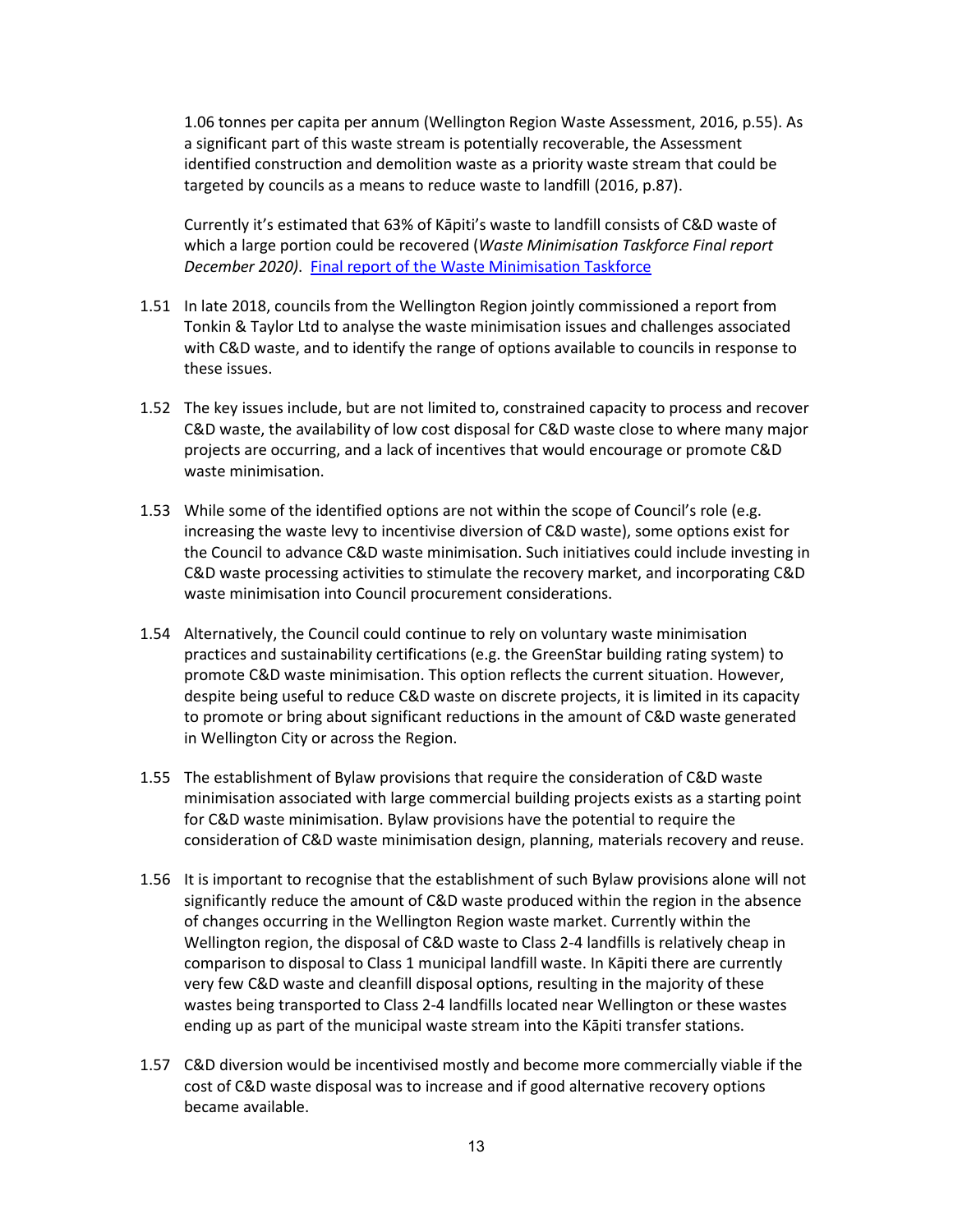1.06 tonnes per capita per annum (Wellington Region Waste Assessment, 2016, p.55). As a significant part of this waste stream is potentially recoverable, the Assessment identified construction and demolition waste as a priority waste stream that could be targeted by councils as a means to reduce waste to landfill (2016, p.87).

Currently it's estimated that 63% of Kāpiti's waste to landfill consists of C&D waste of which a large portion could be recovered (*Waste Minimisation Taskforce Final report December 2020)*. [Final report of the Waste Minimisation Taskforce]

1.51 In late 2018, councils from the Wellington Region jointly commissioned a report from Tonkin & Taylor Ltd to analyse the waste minimisation issues and challenges associated with C&D waste, and to identify the range of options available to councils in response to these issues.

1.52 The key issues include, but are not limited to, constrained capacity to process and recover C&D waste, the availability of low cost disposal for C&D waste close to where many major projects are occurring, and a lack of incentives that would encourage or promote C&D waste minimisation.

1.53 While some of the identified options are not within the scope of Council's role (e.g. increasing the waste levy to incentivise diversion of C&D waste), some options exist for the Council to advance C&D waste minimisation. Such initiatives could include investing in C&D waste processing activities to stimulate the recovery market, and incorporating C&D waste minimisation into Council procurement considerations.

1.54 Alternatively, the Council could continue to rely on voluntary waste minimisation practices and sustainability certifications (e.g. the GreenStar building rating system) to promote C&D waste minimisation. This option reflects the current situation. However, despite being useful to reduce C&D waste on discrete projects, it is limited in its capacity to promote or bring about significant reductions in the amount of C&D waste generated in Wellington City or across the Region.

1.55 The establishment of Bylaw provisions that require the consideration of C&D waste minimisation associated with large commercial building projects exists as a starting point for C&D waste minimisation. Bylaw provisions have the potential to require the consideration of C&D waste minimisation design, planning, materials recovery and reuse.

1.56 It is important to recognise that the establishment of such Bylaw provisions alone will not significantly reduce the amount of C&D waste produced within the region in the absence of changes occurring in the Wellington Region waste market. Currently within the Wellington region, the disposal of C&D waste to Class 2-4 landfills is relatively cheap in comparison to disposal to Class 1 municipal landfill waste. In Kāpiti there are currently very few C&D waste and cleanfill disposal options, resulting in the majority of these wastes being transported to Class 2-4 landfills located near Wellington or these wastes ending up as part of the municipal waste stream into the Kāpiti transfer stations.

1.57 C&D diversion would be incentivised mostly and become more commercially viable if the cost of C&D waste disposal was to increase and if good alternative recovery options became available.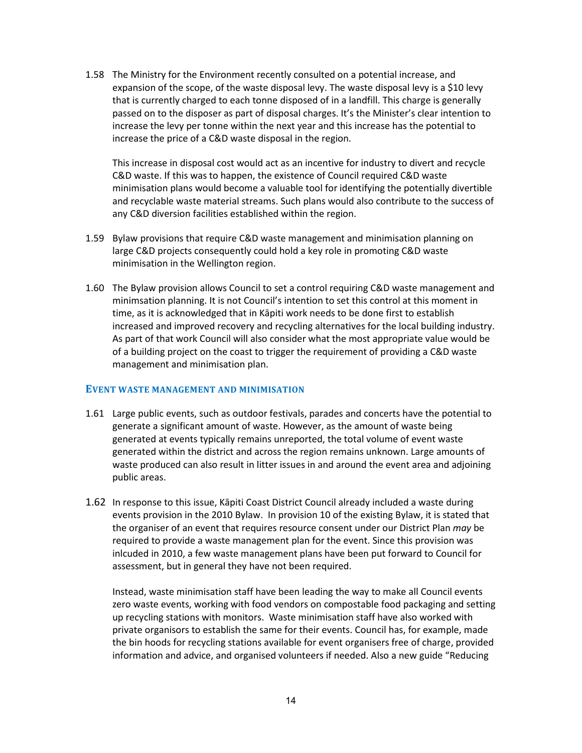1.58 The Ministry for the Environment recently consulted on a potential increase, and expansion of the scope, of the waste disposal levy. The waste disposal levy is a $10 levy that is currently charged to each tonne disposed of in a landfill. This charge is generally passed on to the disposer as part of disposal charges. It's the Minister's clear intention to increase the levy per tonne within the next year and this increase has the potential to increase the price of a C&D waste disposal in the region.

This increase in disposal cost would act as an incentive for industry to divert and recycle C&D waste. If this was to happen, the existence of Council required C&D waste minimisation plans would become a valuable tool for identifying the potentially divertible and recyclable waste material streams. Such plans would also contribute to the success of any C&D diversion facilities established within the region.

1.59 Bylaw provisions that require C&D waste management and minimisation planning on large C&D projects consequently could hold a key role in promoting C&D waste minimisation in the Wellington region.

1.60 The Bylaw provision allows Council to set a control requiring C&D waste management and minimsation planning. It is not Council's intention to set this control at this moment in time, as it is acknowledged that in Kāpiti work needs to be done first to establish increased and improved recovery and recycling alternatives for the local building industry. As part of that work Council will also consider what the most appropriate value would be of a building project on the coast to trigger the requirement of providing a C&D waste management and minimisation plan.

### Event waste management and minimisation

1.61 Large public events, such as outdoor festivals, parades and concerts have the potential to generate a significant amount of waste. However, as the amount of waste being generated at events typically remains unreported, the total volume of event waste generated within the district and across the region remains unknown. Large amounts of waste produced can also result in litter issues in and around the event area and adjoining public areas.

1.62 In response to this issue, Kāpiti Coast District Council already included a waste during events provision in the 2010 Bylaw. In provision 10 of the existing Bylaw, it is stated that the organiser of an event that requires resource consent under our District Plan *may* be required to provide a waste management plan for the event. Since this provision was inlcuded in 2010, a few waste management plans have been put forward to Council for assessment, but in general they have not been required.

Instead, waste minimisation staff have been leading the way to make all Council events zero waste events, working with food vendors on compostable food packaging and setting up recycling stations with monitors. Waste minimisation staff have also worked with private organisors to establish the same for their events. Council has, for example, made the bin hoods for recycling stations available for event organisers free of charge, provided information and advice, and organised volunteers if needed. Also a new guide "Reducing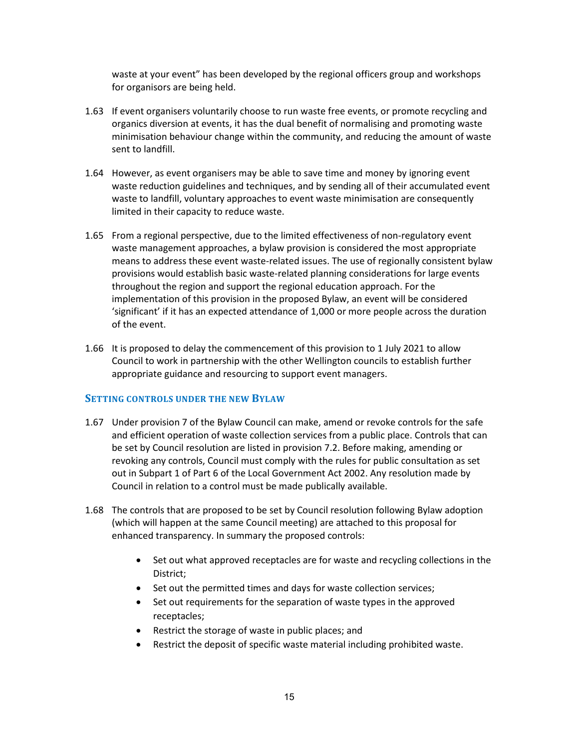waste at your event" has been developed by the regional officers group and workshops for organisors are being held.

1.63 If event organisers voluntarily choose to run waste free events, or promote recycling and organics diversion at events, it has the dual benefit of normalising and promoting waste minimisation behaviour change within the community, and reducing the amount of waste sent to landfill.

1.64 However, as event organisers may be able to save time and money by ignoring event waste reduction guidelines and techniques, and by sending all of their accumulated event waste to landfill, voluntary approaches to event waste minimisation are consequently limited in their capacity to reduce waste.

1.65 From a regional perspective, due to the limited effectiveness of non-regulatory event waste management approaches, a bylaw provision is considered the most appropriate means to address these event waste-related issues. The use of regionally consistent bylaw provisions would establish basic waste-related planning considerations for large events throughout the region and support the regional education approach. For the implementation of this provision in the proposed Bylaw, an event will be considered 'significant' if it has an expected attendance of 1,000 or more people across the duration of the event.

1.66 It is proposed to delay the commencement of this provision to 1 July 2021 to allow Council to work in partnership with the other Wellington councils to establish further appropriate guidance and resourcing to support event managers.

### Setting controls under the new Bylaw

1.67 Under provision 7 of the Bylaw Council can make, amend or revoke controls for the safe and efficient operation of waste collection services from a public place. Controls that can be set by Council resolution are listed in provision 7.2. Before making, amending or revoking any controls, Council must comply with the rules for public consultation as set out in Subpart 1 of Part 6 of the Local Government Act 2002. Any resolution made by Council in relation to a control must be made publically available.

1.68 The controls that are proposed to be set by Council resolution following Bylaw adoption (which will happen at the same Council meeting) are attached to this proposal for enhanced transparency. In summary the proposed controls:

- Set out what approved receptacles are for waste and recycling collections in the District;
- Set out the permitted times and days for waste collection services;
- Set out requirements for the separation of waste types in the approved receptacles;
- Restrict the storage of waste in public places; and
- Restrict the deposit of specific waste material including prohibited waste.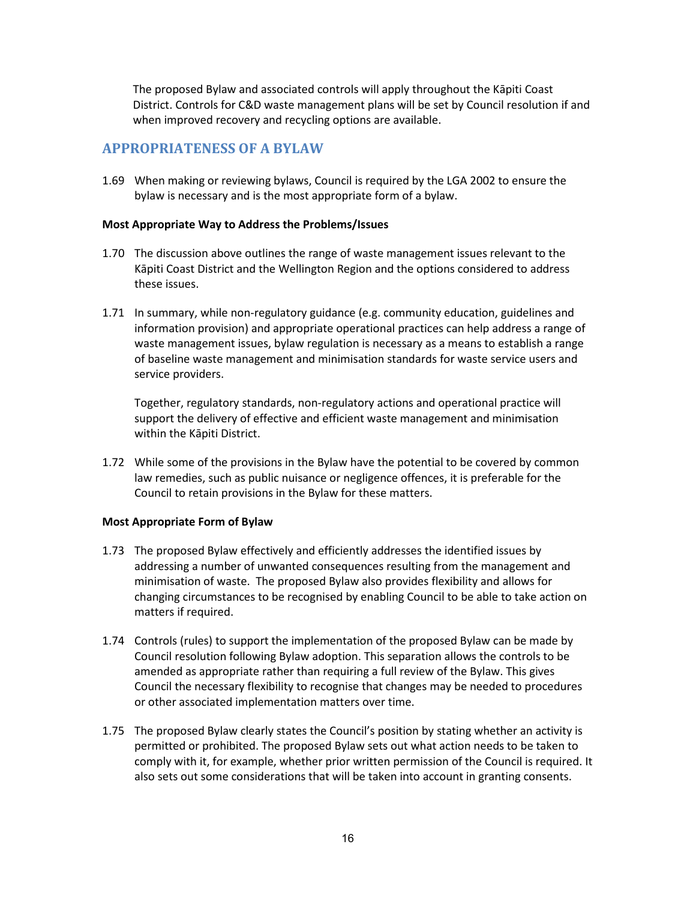The proposed Bylaw and associated controls will apply throughout the Kāpiti Coast District. Controls for C&D waste management plans will be set by Council resolution if and when improved recovery and recycling options are available.

## APPROPRIATENESS OF A BYLAW

1.69 When making or reviewing bylaws, Council is required by the LGA 2002 to ensure the bylaw is necessary and is the most appropriate form of a bylaw.

**Most Appropriate Way to Address the Problems/Issues**

1.70 The discussion above outlines the range of waste management issues relevant to the Kāpiti Coast District and the Wellington Region and the options considered to address these issues.

1.71 In summary, while non-regulatory guidance (e.g. community education, guidelines and information provision) and appropriate operational practices can help address a range of waste management issues, bylaw regulation is necessary as a means to establish a range of baseline waste management and minimisation standards for waste service users and service providers.

Together, regulatory standards, non-regulatory actions and operational practice will support the delivery of effective and efficient waste management and minimisation within the Kāpiti District.

1.72 While some of the provisions in the Bylaw have the potential to be covered by common law remedies, such as public nuisance or negligence offences, it is preferable for the Council to retain provisions in the Bylaw for these matters.

**Most Appropriate Form of Bylaw**

1.73 The proposed Bylaw effectively and efficiently addresses the identified issues by addressing a number of unwanted consequences resulting from the management and minimisation of waste. The proposed Bylaw also provides flexibility and allows for changing circumstances to be recognised by enabling Council to be able to take action on matters if required.

1.74 Controls (rules) to support the implementation of the proposed Bylaw can be made by Council resolution following Bylaw adoption. This separation allows the controls to be amended as appropriate rather than requiring a full review of the Bylaw. This gives Council the necessary flexibility to recognise that changes may be needed to procedures or other associated implementation matters over time.

1.75 The proposed Bylaw clearly states the Council's position by stating whether an activity is permitted or prohibited. The proposed Bylaw sets out what action needs to be taken to comply with it, for example, whether prior written permission of the Council is required. It also sets out some considerations that will be taken into account in granting consents.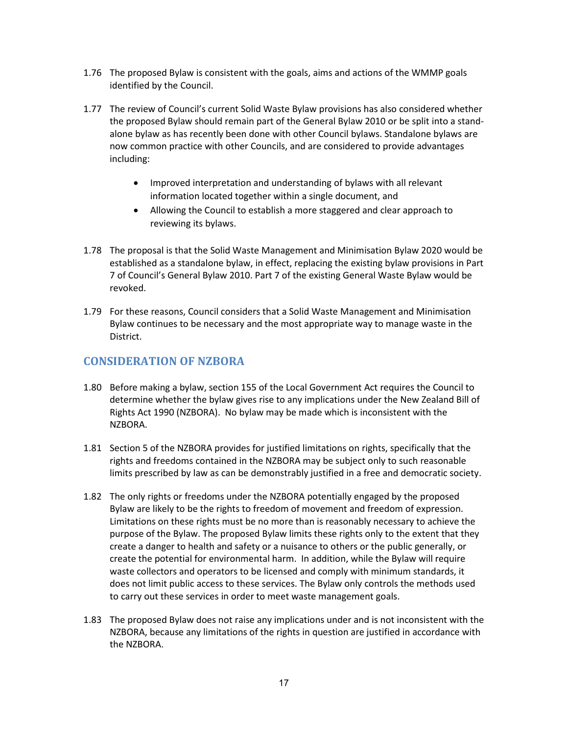1.76 The proposed Bylaw is consistent with the goals, aims and actions of the WMMP goals identified by the Council.

1.77 The review of Council's current Solid Waste Bylaw provisions has also considered whether the proposed Bylaw should remain part of the General Bylaw 2010 or be split into a stand-alone bylaw as has recently been done with other Council bylaws. Standalone bylaws are now common practice with other Councils, and are considered to provide advantages including:

- Improved interpretation and understanding of bylaws with all relevant information located together within a single document, and
- Allowing the Council to establish a more staggered and clear approach to reviewing its bylaws.

1.78 The proposal is that the Solid Waste Management and Minimisation Bylaw 2020 would be established as a standalone bylaw, in effect, replacing the existing bylaw provisions in Part 7 of Council's General Bylaw 2010. Part 7 of the existing General Waste Bylaw would be revoked.

1.79 For these reasons, Council considers that a Solid Waste Management and Minimisation Bylaw continues to be necessary and the most appropriate way to manage waste in the District.

## CONSIDERATION OF NZBORA

1.80 Before making a bylaw, section 155 of the Local Government Act requires the Council to determine whether the bylaw gives rise to any implications under the New Zealand Bill of Rights Act 1990 (NZBORA). No bylaw may be made which is inconsistent with the NZBORA.

1.81 Section 5 of the NZBORA provides for justified limitations on rights, specifically that the rights and freedoms contained in the NZBORA may be subject only to such reasonable limits prescribed by law as can be demonstrably justified in a free and democratic society.

1.82 The only rights or freedoms under the NZBORA potentially engaged by the proposed Bylaw are likely to be the rights to freedom of movement and freedom of expression. Limitations on these rights must be no more than is reasonably necessary to achieve the purpose of the Bylaw. The proposed Bylaw limits these rights only to the extent that they create a danger to health and safety or a nuisance to others or the public generally, or create the potential for environmental harm. In addition, while the Bylaw will require waste collectors and operators to be licensed and comply with minimum standards, it does not limit public access to these services. The Bylaw only controls the methods used to carry out these services in order to meet waste management goals.

1.83 The proposed Bylaw does not raise any implications under and is not inconsistent with the NZBORA, because any limitations of the rights in question are justified in accordance with the NZBORA.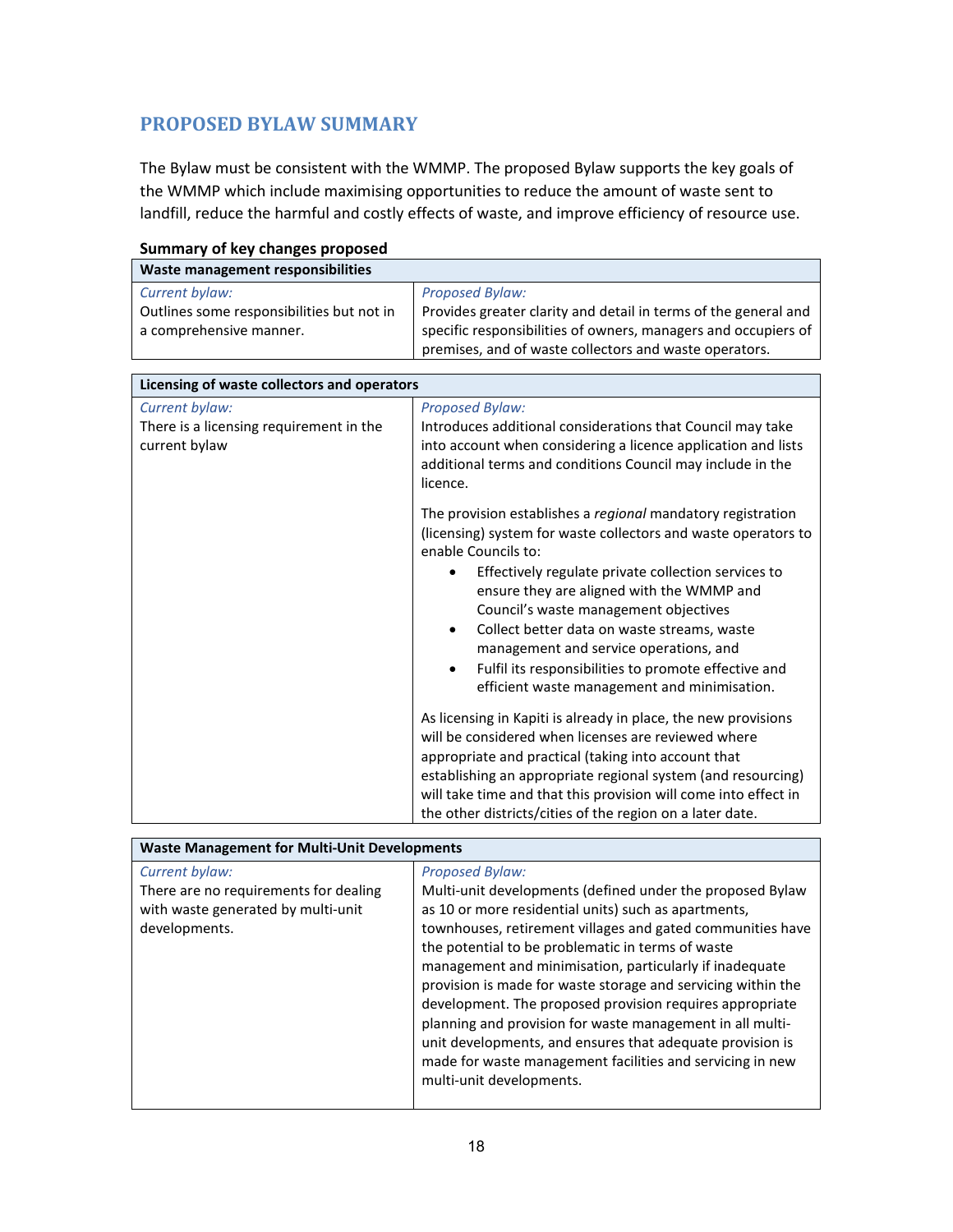## PROPOSED BYLAW SUMMARY

The Bylaw must be consistent with the WMMP. The proposed Bylaw supports the key goals of the WMMP which include maximising opportunities to reduce the amount of waste sent to landfill, reduce the harmful and costly effects of waste, and improve efficiency of resource use.

**Summary of key changes proposed**

| **Waste management responsibilities** | |
|---|---|
| *Current bylaw:*<br>Outlines some responsibilities but not in a comprehensive manner. | *Proposed Bylaw:*<br>Provides greater clarity and detail in terms of the general and specific responsibilities of owners, managers and occupiers of premises, and of waste collectors and waste operators. |

| **Licensing of waste collectors and operators** | |
|---|---|
| *Current bylaw:*<br>There is a licensing requirement in the current bylaw | *Proposed Bylaw:*<br>Introduces additional considerations that Council may take into account when considering a licence application and lists additional terms and conditions Council may include in the licence.<br><br>The provision establishes a *regional* mandatory registration (licensing) system for waste collectors and waste operators to enable Councils to:<br>• Effectively regulate private collection services to ensure they are aligned with the WMMP and Council's waste management objectives<br>• Collect better data on waste streams, waste management and service operations, and<br>• Fulfil its responsibilities to promote effective and efficient waste management and minimisation.<br><br>As licensing in Kapiti is already in place, the new provisions will be considered when licenses are reviewed where appropriate and practical (taking into account that establishing an appropriate regional system (and resourcing) will take time and that this provision will come into effect in the other districts/cities of the region on a later date. |

| **Waste Management for Multi-Unit Developments** | |
|---|---|
| *Current bylaw:*<br>There are no requirements for dealing with waste generated by multi-unit developments. | *Proposed Bylaw:*<br>Multi-unit developments (defined under the proposed Bylaw as 10 or more residential units) such as apartments, townhouses, retirement villages and gated communities have the potential to be problematic in terms of waste management and minimisation, particularly if inadequate provision is made for waste storage and servicing within the development. The proposed provision requires appropriate planning and provision for waste management in all multi-unit developments, and ensures that adequate provision is made for waste management facilities and servicing in new multi-unit developments. |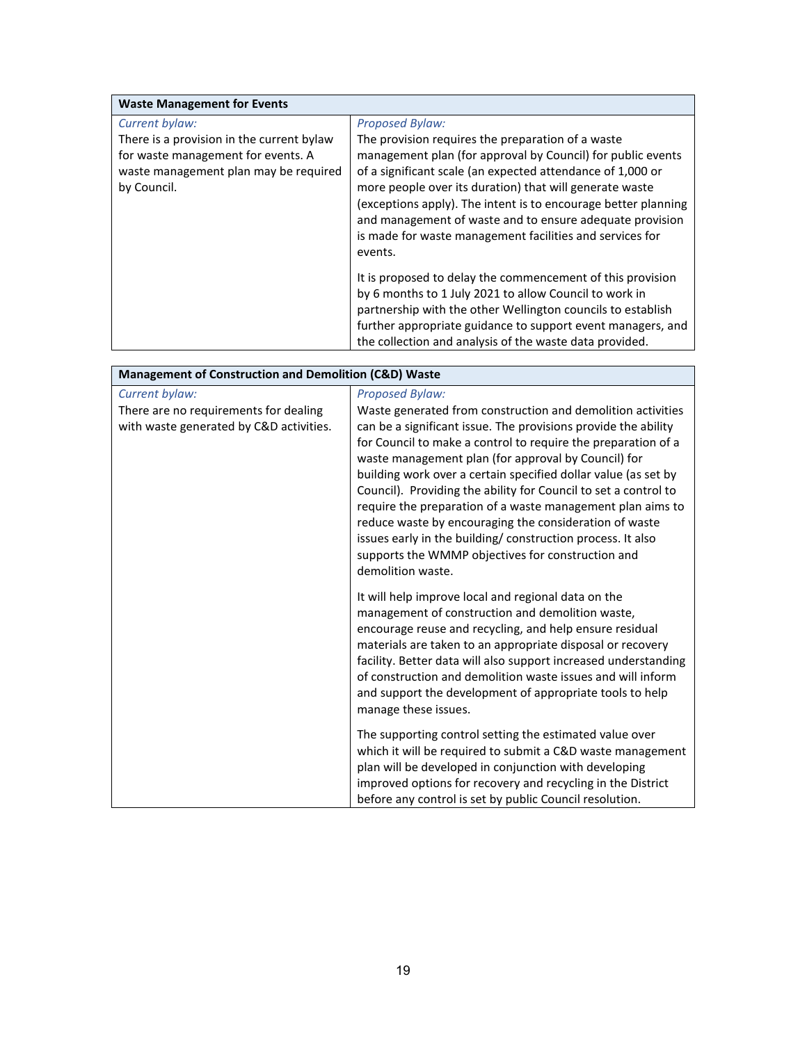| Waste Management for Events | |
|---|---|
| *Current bylaw:*<br>There is a provision in the current bylaw for waste management for events. A waste management plan may be required by Council. | *Proposed Bylaw:*<br>The provision requires the preparation of a waste management plan (for approval by Council) for public events of a significant scale (an expected attendance of 1,000 or more people over its duration) that will generate waste (exceptions apply). The intent is to encourage better planning and management of waste and to ensure adequate provision is made for waste management facilities and services for events.<br><br>It is proposed to delay the commencement of this provision by 6 months to 1 July 2021 to allow Council to work in partnership with the other Wellington councils to establish further appropriate guidance to support event managers, and the collection and analysis of the waste data provided. |

| Management of Construction and Demolition (C&D) Waste | |
|---|---|
| *Current bylaw:*<br>There are no requirements for dealing with waste generated by C&D activities. | *Proposed Bylaw:*<br>Waste generated from construction and demolition activities can be a significant issue. The provisions provide the ability for Council to make a control to require the preparation of a waste management plan (for approval by Council) for building work over a certain specified dollar value (as set by Council). Providing the ability for Council to set a control to require the preparation of a waste management plan aims to reduce waste by encouraging the consideration of waste issues early in the building/ construction process. It also supports the WMMP objectives for construction and demolition waste.<br><br>It will help improve local and regional data on the management of construction and demolition waste, encourage reuse and recycling, and help ensure residual materials are taken to an appropriate disposal or recovery facility. Better data will also support increased understanding of construction and demolition waste issues and will inform and support the development of appropriate tools to help manage these issues.<br><br>The supporting control setting the estimated value over which it will be required to submit a C&D waste management plan will be developed in conjunction with developing improved options for recovery and recycling in the District before any control is set by public Council resolution. |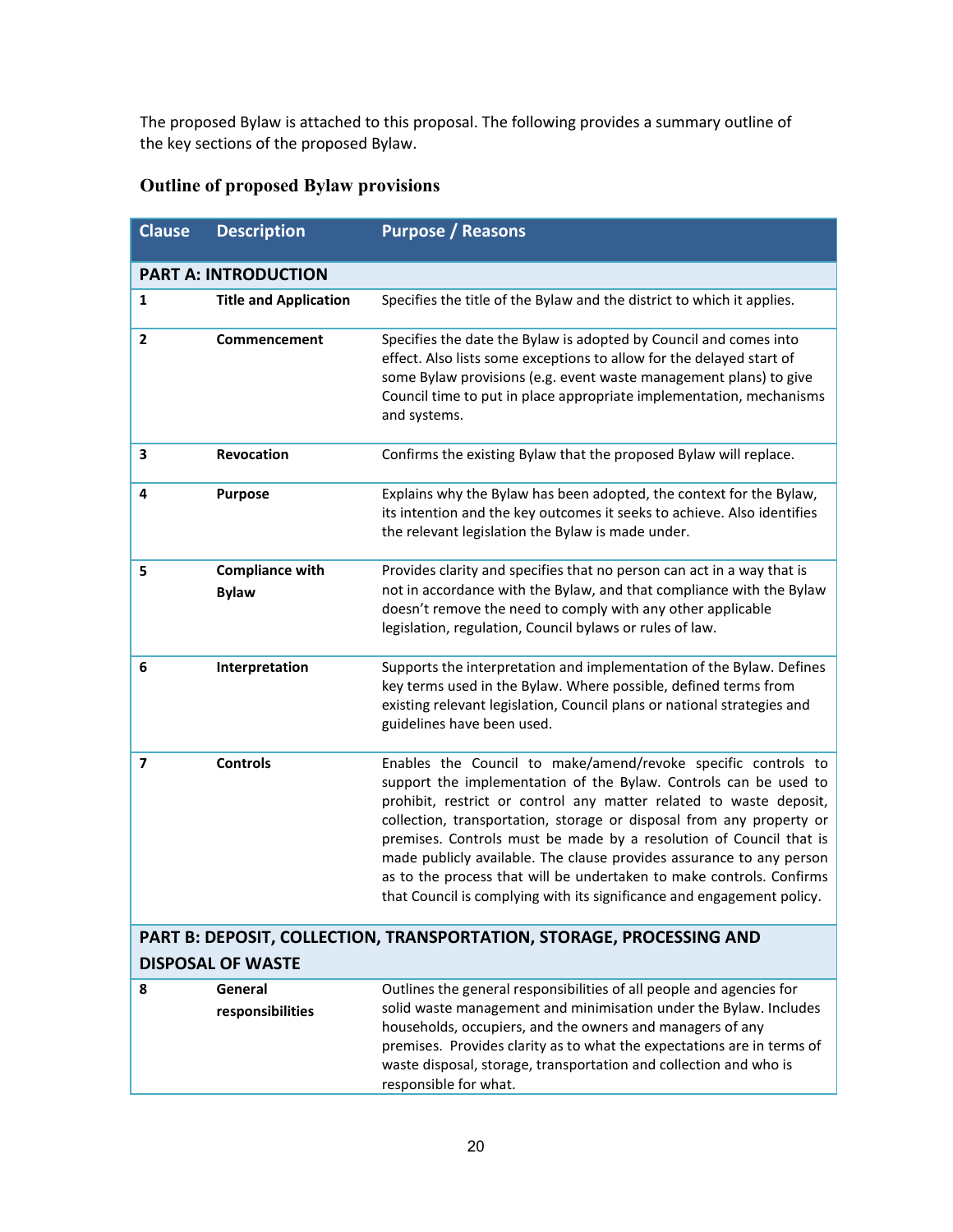The proposed Bylaw is attached to this proposal. The following provides a summary outline of the key sections of the proposed Bylaw.

### Outline of proposed Bylaw provisions

| Clause | Description | Purpose / Reasons |
|---|---|---|
| **PART A: INTRODUCTION** | | |
| **1** | **Title and Application** | Specifies the title of the Bylaw and the district to which it applies. |
| **2** | **Commencement** | Specifies the date the Bylaw is adopted by Council and comes into effect. Also lists some exceptions to allow for the delayed start of some Bylaw provisions (e.g. event waste management plans) to give Council time to put in place appropriate implementation, mechanisms and systems. |
| **3** | **Revocation** | Confirms the existing Bylaw that the proposed Bylaw will replace. |
| **4** | **Purpose** | Explains why the Bylaw has been adopted, the context for the Bylaw, its intention and the key outcomes it seeks to achieve. Also identifies the relevant legislation the Bylaw is made under. |
| **5** | **Compliance with Bylaw** | Provides clarity and specifies that no person can act in a way that is not in accordance with the Bylaw, and that compliance with the Bylaw doesn't remove the need to comply with any other applicable legislation, regulation, Council bylaws or rules of law. |
| **6** | **Interpretation** | Supports the interpretation and implementation of the Bylaw. Defines key terms used in the Bylaw. Where possible, defined terms from existing relevant legislation, Council plans or national strategies and guidelines have been used. |
| **7** | **Controls** | Enables the Council to make/amend/revoke specific controls to support the implementation of the Bylaw. Controls can be used to prohibit, restrict or control any matter related to waste deposit, collection, transportation, storage or disposal from any property or premises. Controls must be made by a resolution of Council that is made publicly available. The clause provides assurance to any person as to the process that will be undertaken to make controls. Confirms that Council is complying with its significance and engagement policy. |
| **PART B: DEPOSIT, COLLECTION, TRANSPORTATION, STORAGE, PROCESSING AND DISPOSAL OF WASTE** | | |
| **8** | **General responsibilities** | Outlines the general responsibilities of all people and agencies for solid waste management and minimisation under the Bylaw. Includes households, occupiers, and the owners and managers of any premises. Provides clarity as to what the expectations are in terms of waste disposal, storage, transportation and collection and who is responsible for what. |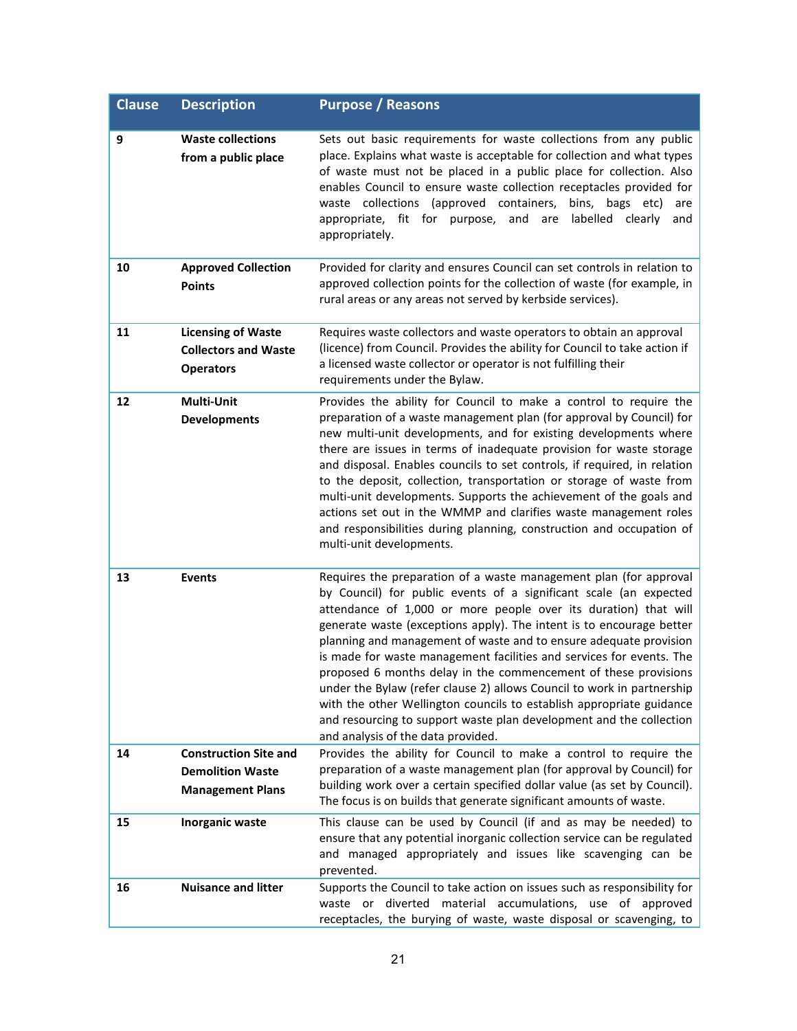| Clause | Description | Purpose / Reasons |
|---|---|---|
| 9 | **Waste collections from a public place** | Sets out basic requirements for waste collections from any public place. Explains what waste is acceptable for collection and what types of waste must not be placed in a public place for collection. Also enables Council to ensure waste collection receptacles provided for waste collections (approved containers, bins, bags etc) are appropriate, fit for purpose, and are labelled clearly and appropriately. |
| 10 | **Approved Collection Points** | Provided for clarity and ensures Council can set controls in relation to approved collection points for the collection of waste (for example, in rural areas or any areas not served by kerbside services). |
| 11 | **Licensing of Waste Collectors and Waste Operators** | Requires waste collectors and waste operators to obtain an approval (licence) from Council. Provides the ability for Council to take action if a licensed waste collector or operator is not fulfilling their requirements under the Bylaw. |
| 12 | **Multi-Unit Developments** | Provides the ability for Council to make a control to require the preparation of a waste management plan (for approval by Council) for new multi-unit developments, and for existing developments where there are issues in terms of inadequate provision for waste storage and disposal. Enables councils to set controls, if required, in relation to the deposit, collection, transportation or storage of waste from multi-unit developments. Supports the achievement of the goals and actions set out in the WMMP and clarifies waste management roles and responsibilities during planning, construction and occupation of multi-unit developments. |
| 13 | **Events** | Requires the preparation of a waste management plan (for approval by Council) for public events of a significant scale (an expected attendance of 1,000 or more people over its duration) that will generate waste (exceptions apply). The intent is to encourage better planning and management of waste and to ensure adequate provision is made for waste management facilities and services for events. The proposed 6 months delay in the commencement of these provisions under the Bylaw (refer clause 2) allows Council to work in partnership with the other Wellington councils to establish appropriate guidance and resourcing to support waste plan development and the collection and analysis of the data provided. |
| 14 | **Construction Site and Demolition Waste Management Plans** | Provides the ability for Council to make a control to require the preparation of a waste management plan (for approval by Council) for building work over a certain specified dollar value (as set by Council). The focus is on builds that generate significant amounts of waste. |
| 15 | **Inorganic waste** | This clause can be used by Council (if and as may be needed) to ensure that any potential inorganic collection service can be regulated and managed appropriately and issues like scavenging can be prevented. |
| 16 | **Nuisance and litter** | Supports the Council to take action on issues such as responsibility for waste or diverted material accumulations, use of approved receptacles, the burying of waste, waste disposal or scavenging, to |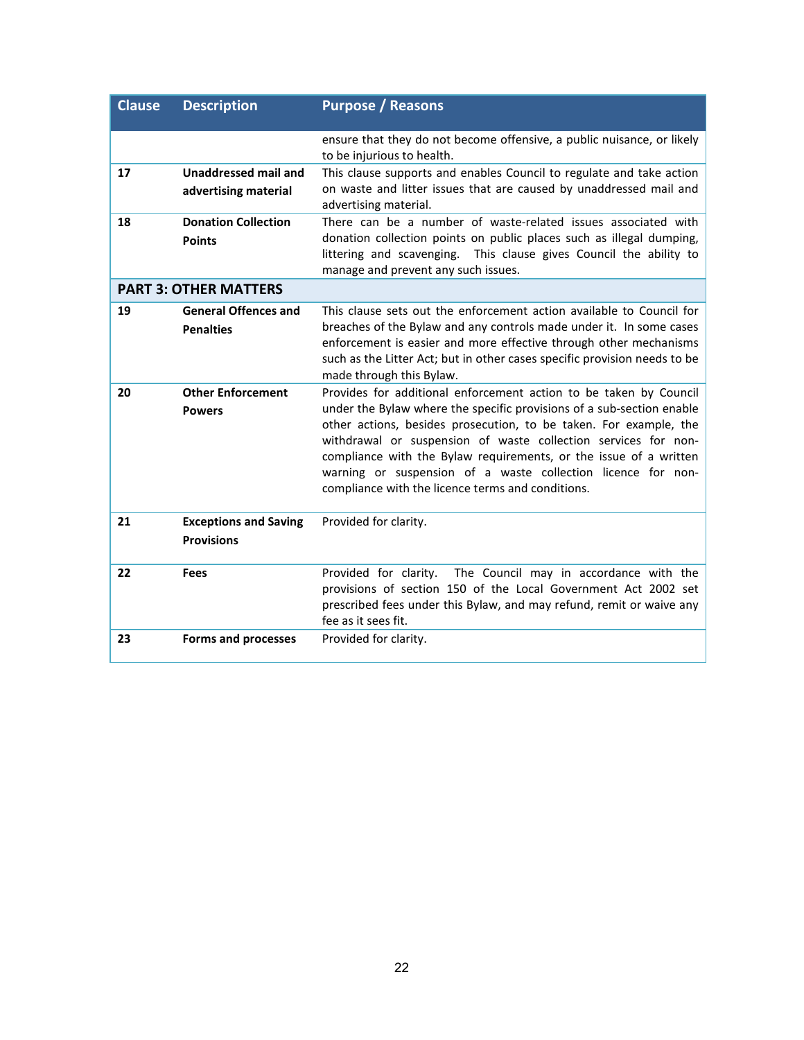| Clause | Description | Purpose / Reasons |
|---|---|---|
| | | ensure that they do not become offensive, a public nuisance, or likely to be injurious to health. |
| 17 | **Unaddressed mail and advertising material** | This clause supports and enables Council to regulate and take action on waste and litter issues that are caused by unaddressed mail and advertising material. |
| 18 | **Donation Collection Points** | There can be a number of waste-related issues associated with donation collection points on public places such as illegal dumping, littering and scavenging. This clause gives Council the ability to manage and prevent any such issues. |
| **PART 3: OTHER MATTERS** | | |
| 19 | **General Offences and Penalties** | This clause sets out the enforcement action available to Council for breaches of the Bylaw and any controls made under it. In some cases enforcement is easier and more effective through other mechanisms such as the Litter Act; but in other cases specific provision needs to be made through this Bylaw. |
| 20 | **Other Enforcement Powers** | Provides for additional enforcement action to be taken by Council under the Bylaw where the specific provisions of a sub-section enable other actions, besides prosecution, to be taken. For example, the withdrawal or suspension of waste collection services for non-compliance with the Bylaw requirements, or the issue of a written warning or suspension of a waste collection licence for non-compliance with the licence terms and conditions. |
| 21 | **Exceptions and Saving Provisions** | Provided for clarity. |
| 22 | **Fees** | Provided for clarity. The Council may in accordance with the provisions of section 150 of the Local Government Act 2002 set prescribed fees under this Bylaw, and may refund, remit or waive any fee as it sees fit. |
| 23 | **Forms and processes** | Provided for clarity. |